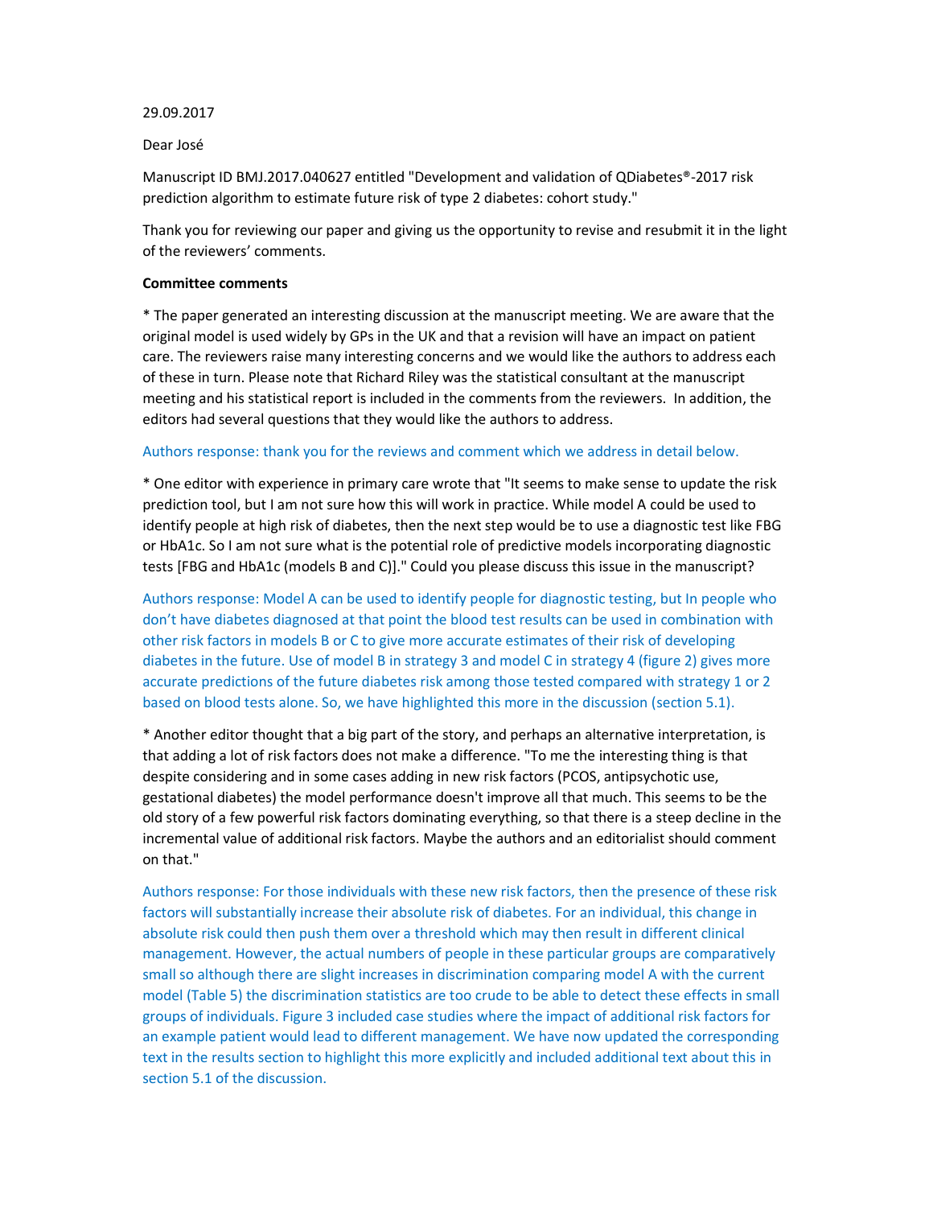29.09.2017

Dear José

Manuscript ID BMJ.2017.040627 entitled "Development and validation of QDiabetes®-2017 risk prediction algorithm to estimate future risk of type 2 diabetes: cohort study."

Thank you for reviewing our paper and giving us the opportunity to revise and resubmit it in the light of the reviewers' comments.

**Committee comments**

* The paper generated an interesting discussion at the manuscript meeting. We are aware that the original model is used widely by GPs in the UK and that a revision will have an impact on patient care. The reviewers raise many interesting concerns and we would like the authors to address each of these in turn. Please note that Richard Riley was the statistical consultant at the manuscript meeting and his statistical report is included in the comments from the reviewers. In addition, the editors had several questions that they would like the authors to address.

Authors response: thank you for the reviews and comment which we address in detail below.

* One editor with experience in primary care wrote that "It seems to make sense to update the risk prediction tool, but I am not sure how this will work in practice. While model A could be used to identify people at high risk of diabetes, then the next step would be to use a diagnostic test like FBG or HbA1c. So I am not sure what is the potential role of predictive models incorporating diagnostic tests [FBG and HbA1c (models B and C)]." Could you please discuss this issue in the manuscript?

Authors response: Model A can be used to identify people for diagnostic testing, but In people who don't have diabetes diagnosed at that point the blood test results can be used in combination with other risk factors in models B or C to give more accurate estimates of their risk of developing diabetes in the future. Use of model B in strategy 3 and model C in strategy 4 (figure 2) gives more accurate predictions of the future diabetes risk among those tested compared with strategy 1 or 2 based on blood tests alone. So, we have highlighted this more in the discussion (section 5.1).

* Another editor thought that a big part of the story, and perhaps an alternative interpretation, is that adding a lot of risk factors does not make a difference. "To me the interesting thing is that despite considering and in some cases adding in new risk factors (PCOS, antipsychotic use, gestational diabetes) the model performance doesn't improve all that much. This seems to be the old story of a few powerful risk factors dominating everything, so that there is a steep decline in the incremental value of additional risk factors. Maybe the authors and an editorialist should comment on that."

Authors response: For those individuals with these new risk factors, then the presence of these risk factors will substantially increase their absolute risk of diabetes. For an individual, this change in absolute risk could then push them over a threshold which may then result in different clinical management. However, the actual numbers of people in these particular groups are comparatively small so although there are slight increases in discrimination comparing model A with the current model (Table 5) the discrimination statistics are too crude to be able to detect these effects in small groups of individuals. Figure 3 included case studies where the impact of additional risk factors for an example patient would lead to different management. We have now updated the corresponding text in the results section to highlight this more explicitly and included additional text about this in section 5.1 of the discussion.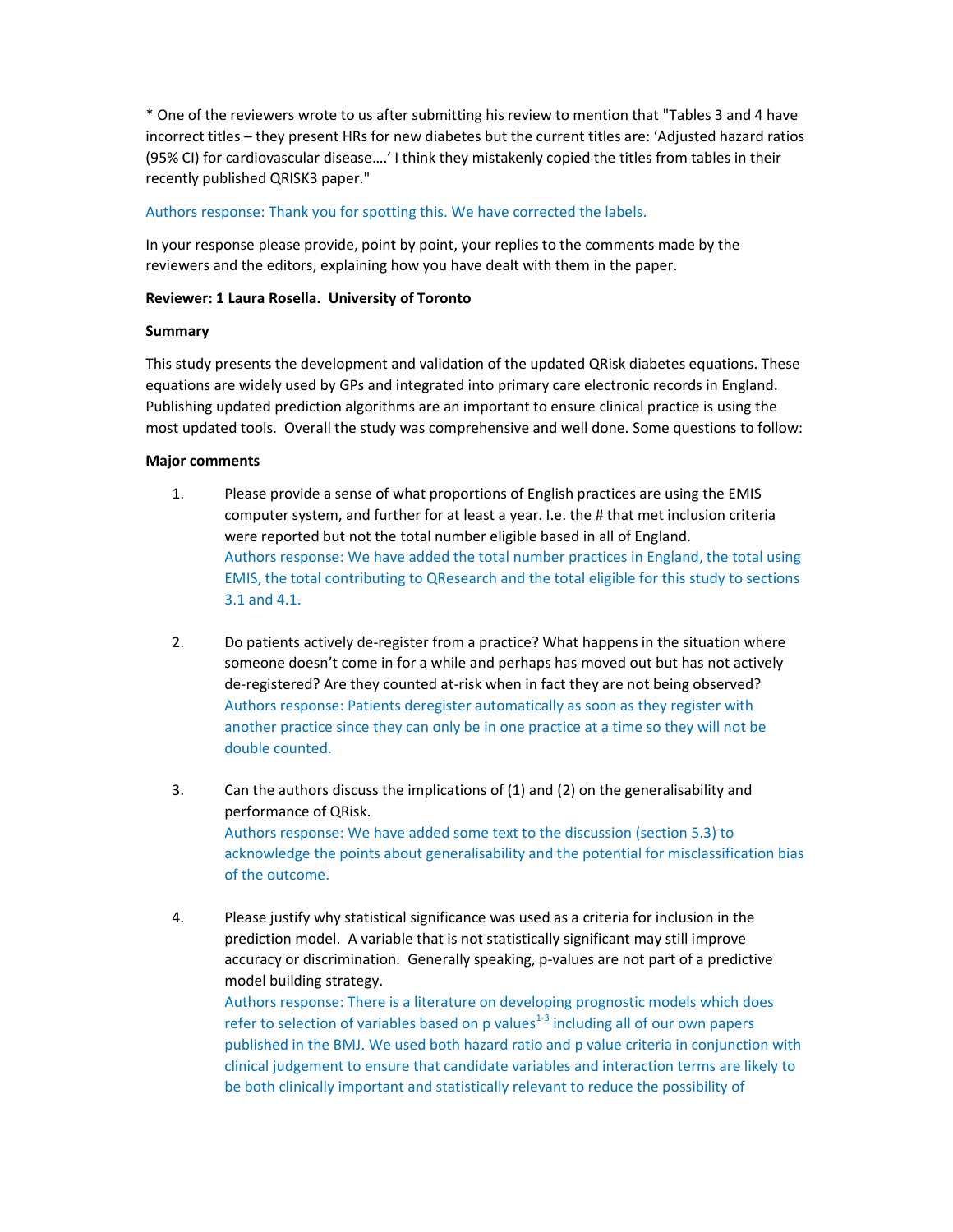* One of the reviewers wrote to us after submitting his review to mention that "Tables 3 and 4 have incorrect titles – they present HRs for new diabetes but the current titles are: 'Adjusted hazard ratios (95% CI) for cardiovascular disease….' I think they mistakenly copied the titles from tables in their recently published QRISK3 paper."

Authors response: Thank you for spotting this. We have corrected the labels.

In your response please provide, point by point, your replies to the comments made by the reviewers and the editors, explaining how you have dealt with them in the paper.

**Reviewer: 1 Laura Rosella. University of Toronto**

**Summary**

This study presents the development and validation of the updated QRisk diabetes equations. These equations are widely used by GPs and integrated into primary care electronic records in England. Publishing updated prediction algorithms are an important to ensure clinical practice is using the most updated tools. Overall the study was comprehensive and well done. Some questions to follow:

**Major comments**

1. Please provide a sense of what proportions of English practices are using the EMIS computer system, and further for at least a year. I.e. the # that met inclusion criteria were reported but not the total number eligible based in all of England.
   Authors response: We have added the total number practices in England, the total using EMIS, the total contributing to QResearch and the total eligible for this study to sections 3.1 and 4.1.

2. Do patients actively de-register from a practice? What happens in the situation where someone doesn't come in for a while and perhaps has moved out but has not actively de-registered? Are they counted at-risk when in fact they are not being observed?
   Authors response: Patients deregister automatically as soon as they register with another practice since they can only be in one practice at a time so they will not be double counted.

3. Can the authors discuss the implications of (1) and (2) on the generalisability and performance of QRisk.
   Authors response: We have added some text to the discussion (section 5.3) to acknowledge the points about generalisability and the potential for misclassification bias of the outcome.

4. Please justify why statistical significance was used as a criteria for inclusion in the prediction model. A variable that is not statistically significant may still improve accuracy or discrimination. Generally speaking, p-values are not part of a predictive model building strategy.
   Authors response: There is a literature on developing prognostic models which does refer to selection of variables based on p values[1-3] including all of our own papers published in the BMJ. We used both hazard ratio and p value criteria in conjunction with clinical judgement to ensure that candidate variables and interaction terms are likely to be both clinically important and statistically relevant to reduce the possibility of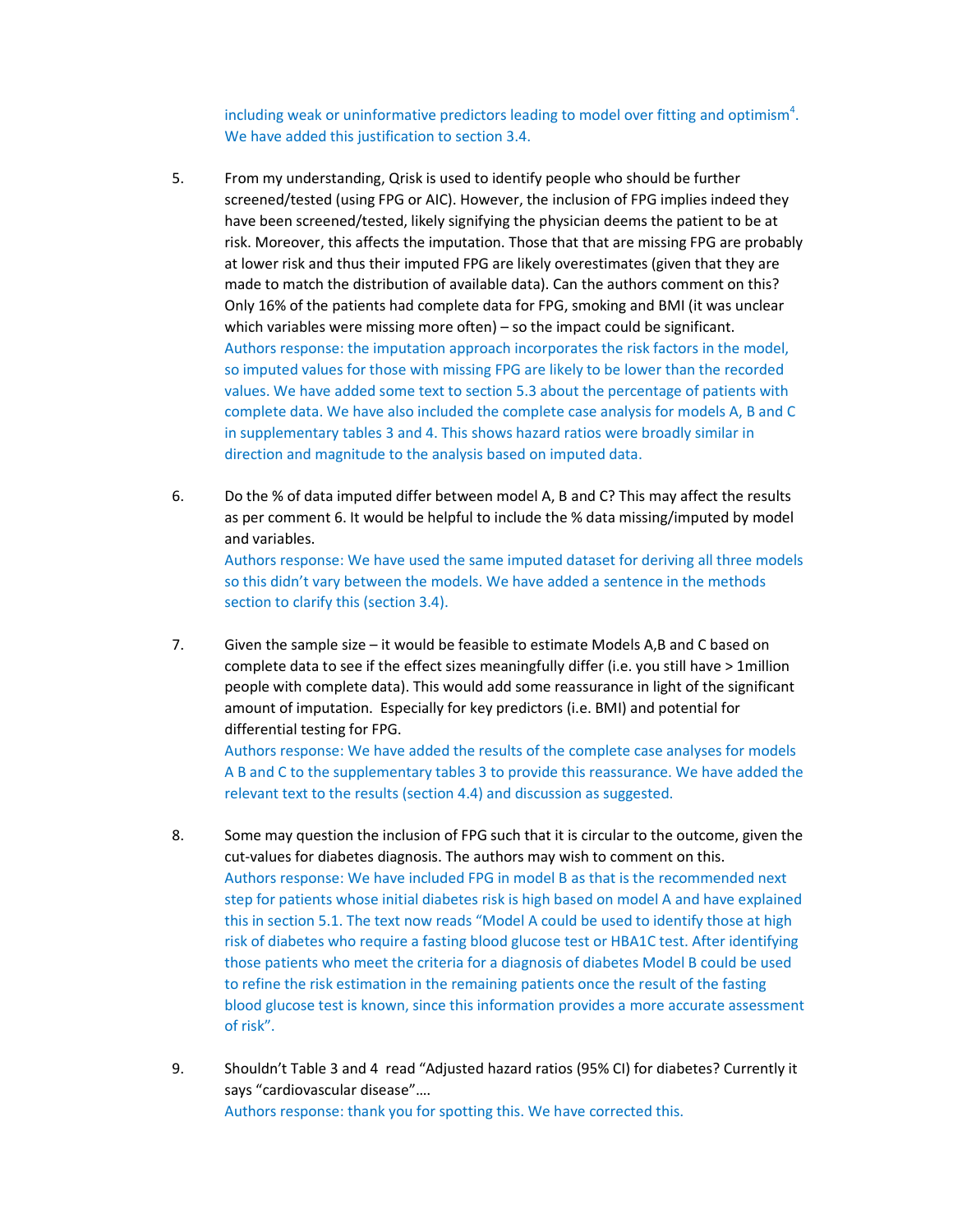including weak or uninformative predictors leading to model over fitting and optimism[4]. We have added this justification to section 3.4.

5. From my understanding, Qrisk is used to identify people who should be further screened/tested (using FPG or AIC). However, the inclusion of FPG implies indeed they have been screened/tested, likely signifying the physician deems the patient to be at risk. Moreover, this affects the imputation. Those that that are missing FPG are probably at lower risk and thus their imputed FPG are likely overestimates (given that they are made to match the distribution of available data). Can the authors comment on this? Only 16% of the patients had complete data for FPG, smoking and BMI (it was unclear which variables were missing more often) – so the impact could be significant.
   Authors response: the imputation approach incorporates the risk factors in the model, so imputed values for those with missing FPG are likely to be lower than the recorded values. We have added some text to section 5.3 about the percentage of patients with complete data. We have also included the complete case analysis for models A, B and C in supplementary tables 3 and 4. This shows hazard ratios were broadly similar in direction and magnitude to the analysis based on imputed data.

6. Do the % of data imputed differ between model A, B and C? This may affect the results as per comment 6. It would be helpful to include the % data missing/imputed by model and variables.
   Authors response: We have used the same imputed dataset for deriving all three models so this didn't vary between the models. We have added a sentence in the methods section to clarify this (section 3.4).

7. Given the sample size – it would be feasible to estimate Models A,B and C based on complete data to see if the effect sizes meaningfully differ (i.e. you still have > 1million people with complete data). This would add some reassurance in light of the significant amount of imputation. Especially for key predictors (i.e. BMI) and potential for differential testing for FPG.
   Authors response: We have added the results of the complete case analyses for models A B and C to the supplementary tables 3 to provide this reassurance. We have added the relevant text to the results (section 4.4) and discussion as suggested.

8. Some may question the inclusion of FPG such that it is circular to the outcome, given the cut-values for diabetes diagnosis. The authors may wish to comment on this.
   Authors response: We have included FPG in model B as that is the recommended next step for patients whose initial diabetes risk is high based on model A and have explained this in section 5.1. The text now reads "Model A could be used to identify those at high risk of diabetes who require a fasting blood glucose test or HBA1C test. After identifying those patients who meet the criteria for a diagnosis of diabetes Model B could be used to refine the risk estimation in the remaining patients once the result of the fasting blood glucose test is known, since this information provides a more accurate assessment of risk".

9. Shouldn't Table 3 and 4 read "Adjusted hazard ratios (95% CI) for diabetes? Currently it says "cardiovascular disease"….
   Authors response: thank you for spotting this. We have corrected this.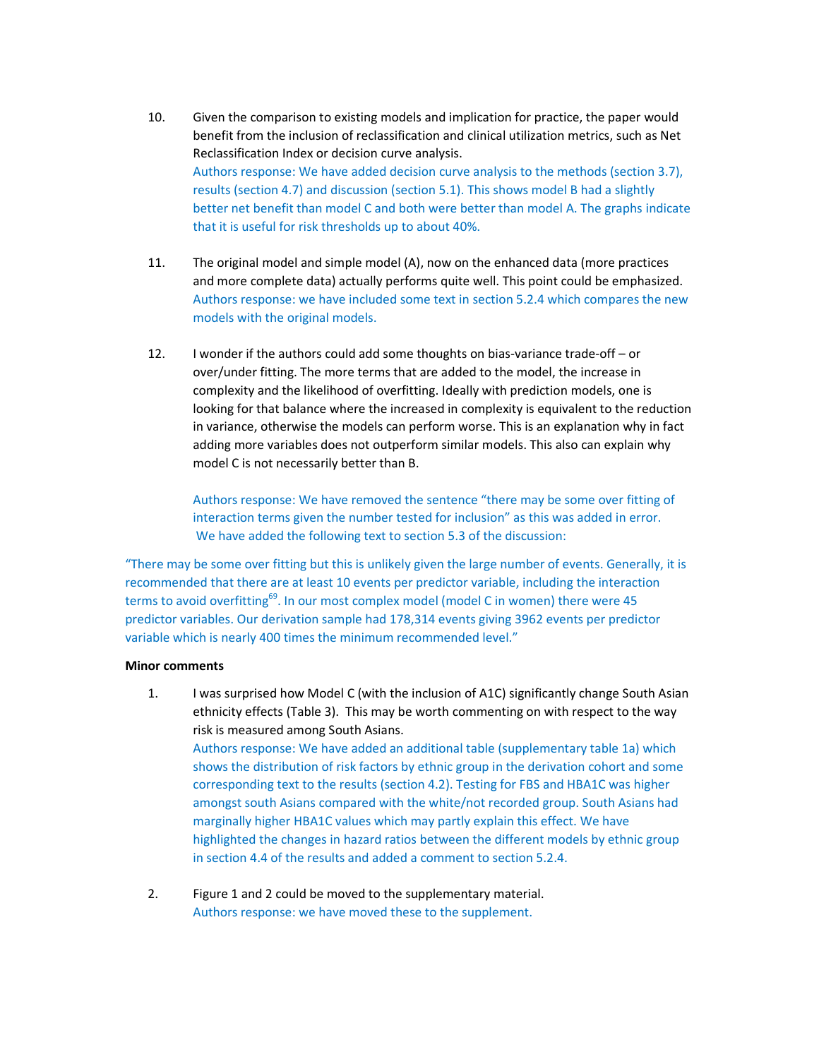10. Given the comparison to existing models and implication for practice, the paper would benefit from the inclusion of reclassification and clinical utilization metrics, such as Net Reclassification Index or decision curve analysis.
    Authors response: We have added decision curve analysis to the methods (section 3.7), results (section 4.7) and discussion (section 5.1). This shows model B had a slightly better net benefit than model C and both were better than model A. The graphs indicate that it is useful for risk thresholds up to about 40%.

11. The original model and simple model (A), now on the enhanced data (more practices and more complete data) actually performs quite well. This point could be emphasized.
    Authors response: we have included some text in section 5.2.4 which compares the new models with the original models.

12. I wonder if the authors could add some thoughts on bias-variance trade-off – or over/under fitting. The more terms that are added to the model, the increase in complexity and the likelihood of overfitting. Ideally with prediction models, one is looking for that balance where the increased in complexity is equivalent to the reduction in variance, otherwise the models can perform worse. This is an explanation why in fact adding more variables does not outperform similar models. This also can explain why model C is not necessarily better than B.

    Authors response: We have removed the sentence "there may be some over fitting of interaction terms given the number tested for inclusion" as this was added in error. We have added the following text to section 5.3 of the discussion:

"There may be some over fitting but this is unlikely given the large number of events. Generally, it is recommended that there are at least 10 events per predictor variable, including the interaction terms to avoid overfitting[69]. In our most complex model (model C in women) there were 45 predictor variables. Our derivation sample had 178,314 events giving 3962 events per predictor variable which is nearly 400 times the minimum recommended level."

**Minor comments**

1. I was surprised how Model C (with the inclusion of A1C) significantly change South Asian ethnicity effects (Table 3). This may be worth commenting on with respect to the way risk is measured among South Asians.
   Authors response: We have added an additional table (supplementary table 1a) which shows the distribution of risk factors by ethnic group in the derivation cohort and some corresponding text to the results (section 4.2). Testing for FBS and HBA1C was higher amongst south Asians compared with the white/not recorded group. South Asians had marginally higher HBA1C values which may partly explain this effect. We have highlighted the changes in hazard ratios between the different models by ethnic group in section 4.4 of the results and added a comment to section 5.2.4.

2. Figure 1 and 2 could be moved to the supplementary material.
   Authors response: we have moved these to the supplement.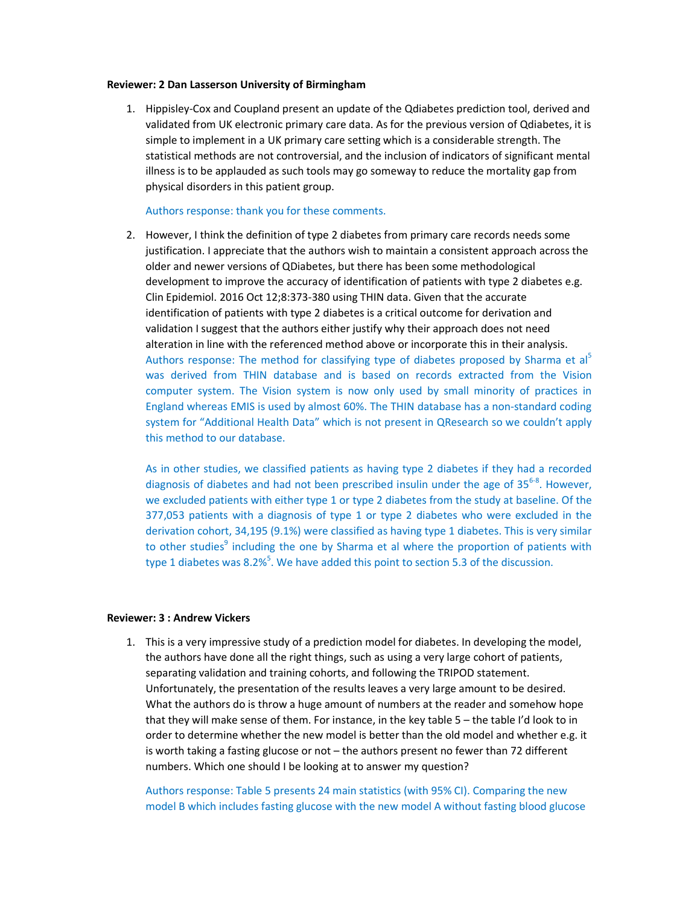**Reviewer: 2 Dan Lasserson University of Birmingham**

1. Hippisley-Cox and Coupland present an update of the Qdiabetes prediction tool, derived and validated from UK electronic primary care data. As for the previous version of Qdiabetes, it is simple to implement in a UK primary care setting which is a considerable strength. The statistical methods are not controversial, and the inclusion of indicators of significant mental illness is to be applauded as such tools may go someway to reduce the mortality gap from physical disorders in this patient group.

   Authors response: thank you for these comments.

2. However, I think the definition of type 2 diabetes from primary care records needs some justification. I appreciate that the authors wish to maintain a consistent approach across the older and newer versions of QDiabetes, but there has been some methodological development to improve the accuracy of identification of patients with type 2 diabetes e.g. Clin Epidemiol. 2016 Oct 12;8:373-380 using THIN data. Given that the accurate identification of patients with type 2 diabetes is a critical outcome for derivation and validation I suggest that the authors either justify why their approach does not need alteration in line with the referenced method above or incorporate this in their analysis.
   Authors response: The method for classifying type of diabetes proposed by Sharma et al[5] was derived from THIN database and is based on records extracted from the Vision computer system. The Vision system is now only used by small minority of practices in England whereas EMIS is used by almost 60%. The THIN database has a non-standard coding system for "Additional Health Data" which is not present in QResearch so we couldn't apply this method to our database.

   As in other studies, we classified patients as having type 2 diabetes if they had a recorded diagnosis of diabetes and had not been prescribed insulin under the age of 35[6-8]. However, we excluded patients with either type 1 or type 2 diabetes from the study at baseline. Of the 377,053 patients with a diagnosis of type 1 or type 2 diabetes who were excluded in the derivation cohort, 34,195 (9.1%) were classified as having type 1 diabetes. This is very similar to other studies[9] including the one by Sharma et al where the proportion of patients with type 1 diabetes was 8.2%[5]. We have added this point to section 5.3 of the discussion.

**Reviewer: 3 : Andrew Vickers**

1. This is a very impressive study of a prediction model for diabetes. In developing the model, the authors have done all the right things, such as using a very large cohort of patients, separating validation and training cohorts, and following the TRIPOD statement. Unfortunately, the presentation of the results leaves a very large amount to be desired. What the authors do is throw a huge amount of numbers at the reader and somehow hope that they will make sense of them. For instance, in the key table 5 – the table I'd look to in order to determine whether the new model is better than the old model and whether e.g. it is worth taking a fasting glucose or not – the authors present no fewer than 72 different numbers. Which one should I be looking at to answer my question?

   Authors response: Table 5 presents 24 main statistics (with 95% CI). Comparing the new model B which includes fasting glucose with the new model A without fasting blood glucose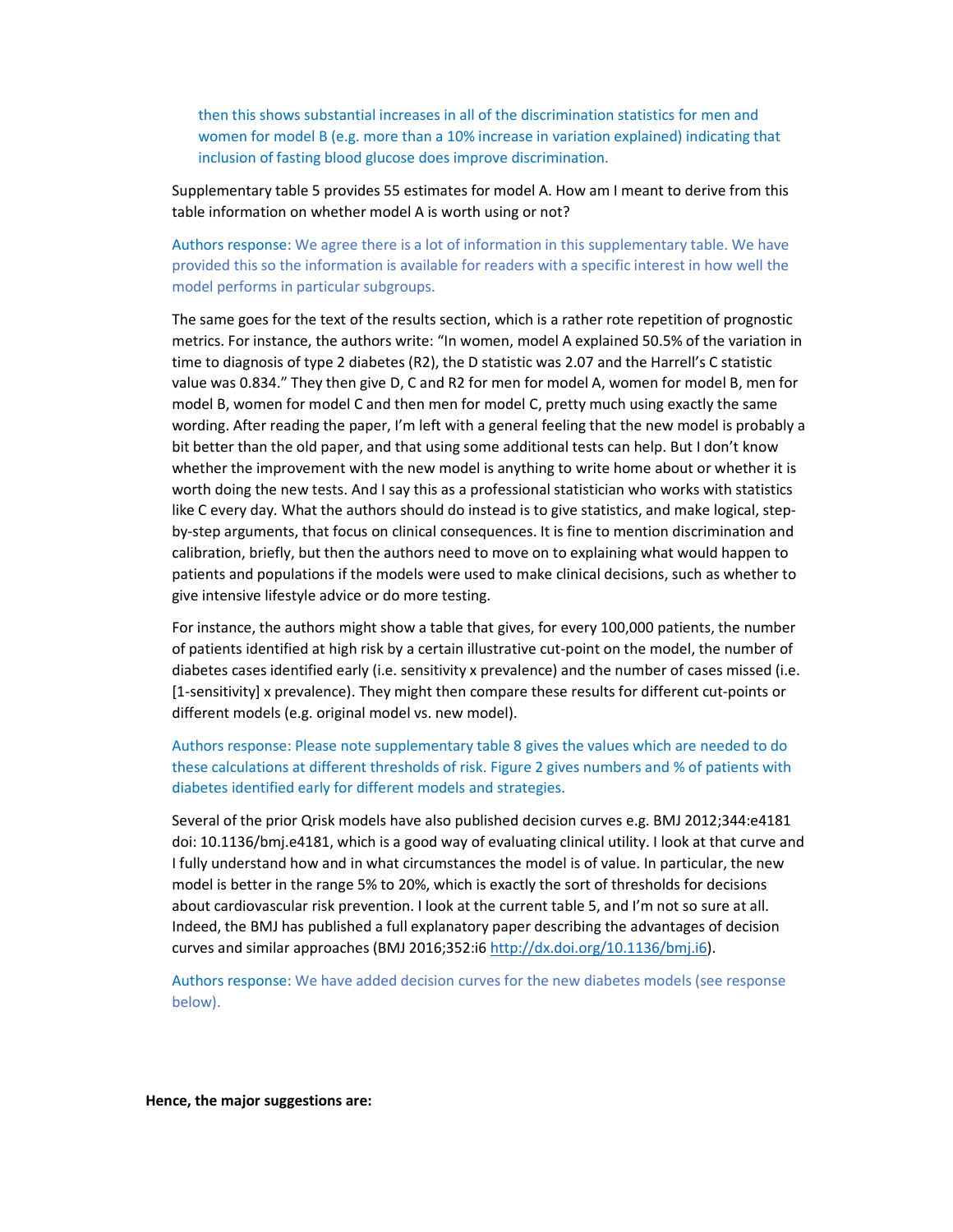then this shows substantial increases in all of the discrimination statistics for men and women for model B (e.g. more than a 10% increase in variation explained) indicating that inclusion of fasting blood glucose does improve discrimination.

Supplementary table 5 provides 55 estimates for model A. How am I meant to derive from this table information on whether model A is worth using or not?

Authors response: We agree there is a lot of information in this supplementary table. We have provided this so the information is available for readers with a specific interest in how well the model performs in particular subgroups.

The same goes for the text of the results section, which is a rather rote repetition of prognostic metrics. For instance, the authors write: "In women, model A explained 50.5% of the variation in time to diagnosis of type 2 diabetes (R2), the D statistic was 2.07 and the Harrell's C statistic value was 0.834." They then give D, C and R2 for men for model A, women for model B, men for model B, women for model C and then men for model C, pretty much using exactly the same wording. After reading the paper, I'm left with a general feeling that the new model is probably a bit better than the old paper, and that using some additional tests can help. But I don't know whether the improvement with the new model is anything to write home about or whether it is worth doing the new tests. And I say this as a professional statistician who works with statistics like C every day. What the authors should do instead is to give statistics, and make logical, step-by-step arguments, that focus on clinical consequences. It is fine to mention discrimination and calibration, briefly, but then the authors need to move on to explaining what would happen to patients and populations if the models were used to make clinical decisions, such as whether to give intensive lifestyle advice or do more testing.

For instance, the authors might show a table that gives, for every 100,000 patients, the number of patients identified at high risk by a certain illustrative cut-point on the model, the number of diabetes cases identified early (i.e. sensitivity x prevalence) and the number of cases missed (i.e. [1-sensitivity] x prevalence). They might then compare these results for different cut-points or different models (e.g. original model vs. new model).

Authors response: Please note supplementary table 8 gives the values which are needed to do these calculations at different thresholds of risk. Figure 2 gives numbers and % of patients with diabetes identified early for different models and strategies.

Several of the prior Qrisk models have also published decision curves e.g. BMJ 2012;344:e4181 doi: 10.1136/bmj.e4181, which is a good way of evaluating clinical utility. I look at that curve and I fully understand how and in what circumstances the model is of value. In particular, the new model is better in the range 5% to 20%, which is exactly the sort of thresholds for decisions about cardiovascular risk prevention. I look at the current table 5, and I'm not so sure at all. Indeed, the BMJ has published a full explanatory paper describing the advantages of decision curves and similar approaches (BMJ 2016;352:i6 http://dx.doi.org/10.1136/bmj.i6).

Authors response: We have added decision curves for the new diabetes models (see response below).

**Hence, the major suggestions are:**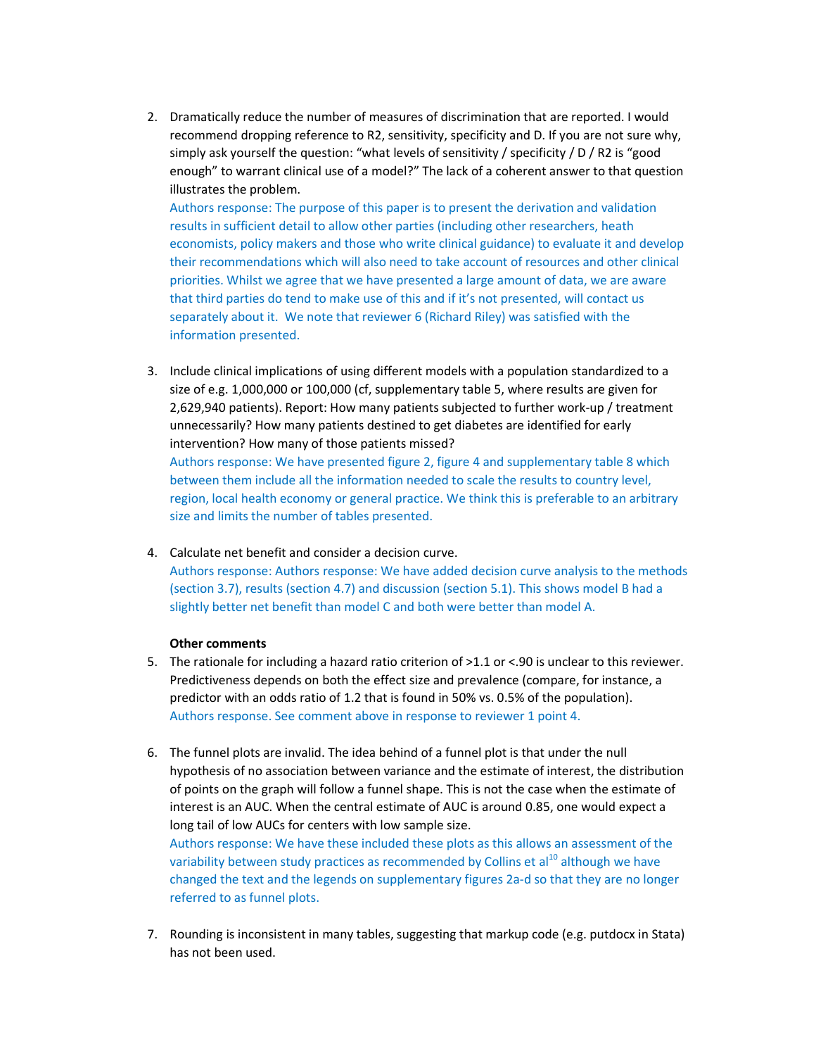2. Dramatically reduce the number of measures of discrimination that are reported. I would recommend dropping reference to R2, sensitivity, specificity and D. If you are not sure why, simply ask yourself the question: "what levels of sensitivity / specificity / D / R2 is "good enough" to warrant clinical use of a model?" The lack of a coherent answer to that question illustrates the problem.
   Authors response: The purpose of this paper is to present the derivation and validation results in sufficient detail to allow other parties (including other researchers, heath economists, policy makers and those who write clinical guidance) to evaluate it and develop their recommendations which will also need to take account of resources and other clinical priorities. Whilst we agree that we have presented a large amount of data, we are aware that third parties do tend to make use of this and if it's not presented, will contact us separately about it. We note that reviewer 6 (Richard Riley) was satisfied with the information presented.

3. Include clinical implications of using different models with a population standardized to a size of e.g. 1,000,000 or 100,000 (cf, supplementary table 5, where results are given for 2,629,940 patients). Report: How many patients subjected to further work-up / treatment unnecessarily? How many patients destined to get diabetes are identified for early intervention? How many of those patients missed?
   Authors response: We have presented figure 2, figure 4 and supplementary table 8 which between them include all the information needed to scale the results to country level, region, local health economy or general practice. We think this is preferable to an arbitrary size and limits the number of tables presented.

4. Calculate net benefit and consider a decision curve.
   Authors response: Authors response: We have added decision curve analysis to the methods (section 3.7), results (section 4.7) and discussion (section 5.1). This shows model B had a slightly better net benefit than model C and both were better than model A.

**Other comments**

5. The rationale for including a hazard ratio criterion of >1.1 or <.90 is unclear to this reviewer. Predictiveness depends on both the effect size and prevalence (compare, for instance, a predictor with an odds ratio of 1.2 that is found in 50% vs. 0.5% of the population).
   Authors response. See comment above in response to reviewer 1 point 4.

6. The funnel plots are invalid. The idea behind of a funnel plot is that under the null hypothesis of no association between variance and the estimate of interest, the distribution of points on the graph will follow a funnel shape. This is not the case when the estimate of interest is an AUC. When the central estimate of AUC is around 0.85, one would expect a long tail of low AUCs for centers with low sample size.
   Authors response: We have these included these plots as this allows an assessment of the variability between study practices as recommended by Collins et al[10] although we have changed the text and the legends on supplementary figures 2a-d so that they are no longer referred to as funnel plots.

7. Rounding is inconsistent in many tables, suggesting that markup code (e.g. putdocx in Stata) has not been used.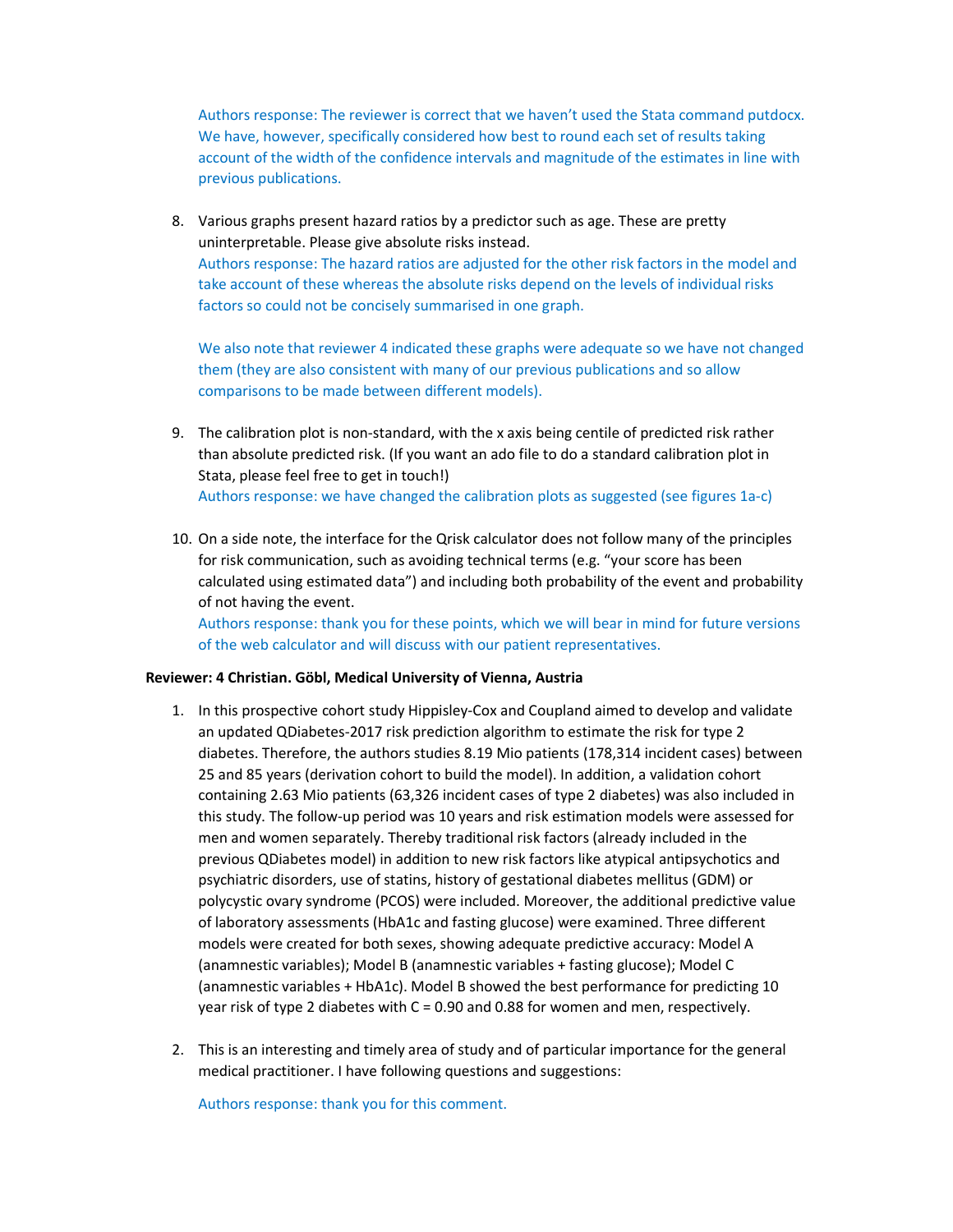Authors response: The reviewer is correct that we haven't used the Stata command putdocx. We have, however, specifically considered how best to round each set of results taking account of the width of the confidence intervals and magnitude of the estimates in line with previous publications.

8. Various graphs present hazard ratios by a predictor such as age. These are pretty uninterpretable. Please give absolute risks instead.
   Authors response: The hazard ratios are adjusted for the other risk factors in the model and take account of these whereas the absolute risks depend on the levels of individual risks factors so could not be concisely summarised in one graph.

   We also note that reviewer 4 indicated these graphs were adequate so we have not changed them (they are also consistent with many of our previous publications and so allow comparisons to be made between different models).

9. The calibration plot is non-standard, with the x axis being centile of predicted risk rather than absolute predicted risk. (If you want an ado file to do a standard calibration plot in Stata, please feel free to get in touch!)
   Authors response: we have changed the calibration plots as suggested (see figures 1a-c)

10. On a side note, the interface for the Qrisk calculator does not follow many of the principles for risk communication, such as avoiding technical terms (e.g. "your score has been calculated using estimated data") and including both probability of the event and probability of not having the event.
    Authors response: thank you for these points, which we will bear in mind for future versions of the web calculator and will discuss with our patient representatives.

**Reviewer: 4 Christian. Göbl, Medical University of Vienna, Austria**

1. In this prospective cohort study Hippisley-Cox and Coupland aimed to develop and validate an updated QDiabetes-2017 risk prediction algorithm to estimate the risk for type 2 diabetes. Therefore, the authors studies 8.19 Mio patients (178,314 incident cases) between 25 and 85 years (derivation cohort to build the model). In addition, a validation cohort containing 2.63 Mio patients (63,326 incident cases of type 2 diabetes) was also included in this study. The follow-up period was 10 years and risk estimation models were assessed for men and women separately. Thereby traditional risk factors (already included in the previous QDiabetes model) in addition to new risk factors like atypical antipsychotics and psychiatric disorders, use of statins, history of gestational diabetes mellitus (GDM) or polycystic ovary syndrome (PCOS) were included. Moreover, the additional predictive value of laboratory assessments (HbA1c and fasting glucose) were examined. Three different models were created for both sexes, showing adequate predictive accuracy: Model A (anamnestic variables); Model B (anamnestic variables + fasting glucose); Model C (anamnestic variables + HbA1c). Model B showed the best performance for predicting 10 year risk of type 2 diabetes with C = 0.90 and 0.88 for women and men, respectively.

2. This is an interesting and timely area of study and of particular importance for the general medical practitioner. I have following questions and suggestions:

   Authors response: thank you for this comment.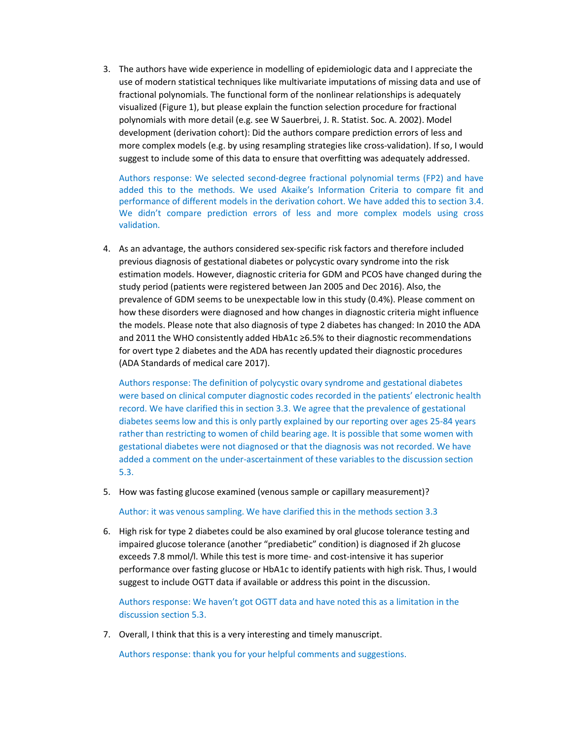3. The authors have wide experience in modelling of epidemiologic data and I appreciate the use of modern statistical techniques like multivariate imputations of missing data and use of fractional polynomials. The functional form of the nonlinear relationships is adequately visualized (Figure 1), but please explain the function selection procedure for fractional polynomials with more detail (e.g. see W Sauerbrei, J. R. Statist. Soc. A. 2002). Model development (derivation cohort): Did the authors compare prediction errors of less and more complex models (e.g. by using resampling strategies like cross-validation). If so, I would suggest to include some of this data to ensure that overfitting was adequately addressed.

   Authors response: We selected second-degree fractional polynomial terms (FP2) and have added this to the methods. We used Akaike's Information Criteria to compare fit and performance of different models in the derivation cohort. We have added this to section 3.4. We didn't compare prediction errors of less and more complex models using cross validation.

4. As an advantage, the authors considered sex-specific risk factors and therefore included previous diagnosis of gestational diabetes or polycystic ovary syndrome into the risk estimation models. However, diagnostic criteria for GDM and PCOS have changed during the study period (patients were registered between Jan 2005 and Dec 2016). Also, the prevalence of GDM seems to be unexpectable low in this study (0.4%). Please comment on how these disorders were diagnosed and how changes in diagnostic criteria might influence the models. Please note that also diagnosis of type 2 diabetes has changed: In 2010 the ADA and 2011 the WHO consistently added HbA1c ≥6.5% to their diagnostic recommendations for overt type 2 diabetes and the ADA has recently updated their diagnostic procedures (ADA Standards of medical care 2017).

   Authors response: The definition of polycystic ovary syndrome and gestational diabetes were based on clinical computer diagnostic codes recorded in the patients' electronic health record. We have clarified this in section 3.3. We agree that the prevalence of gestational diabetes seems low and this is only partly explained by our reporting over ages 25-84 years rather than restricting to women of child bearing age. It is possible that some women with gestational diabetes were not diagnosed or that the diagnosis was not recorded. We have added a comment on the under-ascertainment of these variables to the discussion section 5.3.

5. How was fasting glucose examined (venous sample or capillary measurement)?

   Author: it was venous sampling. We have clarified this in the methods section 3.3

6. High risk for type 2 diabetes could be also examined by oral glucose tolerance testing and impaired glucose tolerance (another "prediabetic" condition) is diagnosed if 2h glucose exceeds 7.8 mmol/l. While this test is more time- and cost-intensive it has superior performance over fasting glucose or HbA1c to identify patients with high risk. Thus, I would suggest to include OGTT data if available or address this point in the discussion.

   Authors response: We haven't got OGTT data and have noted this as a limitation in the discussion section 5.3.

7. Overall, I think that this is a very interesting and timely manuscript.

   Authors response: thank you for your helpful comments and suggestions.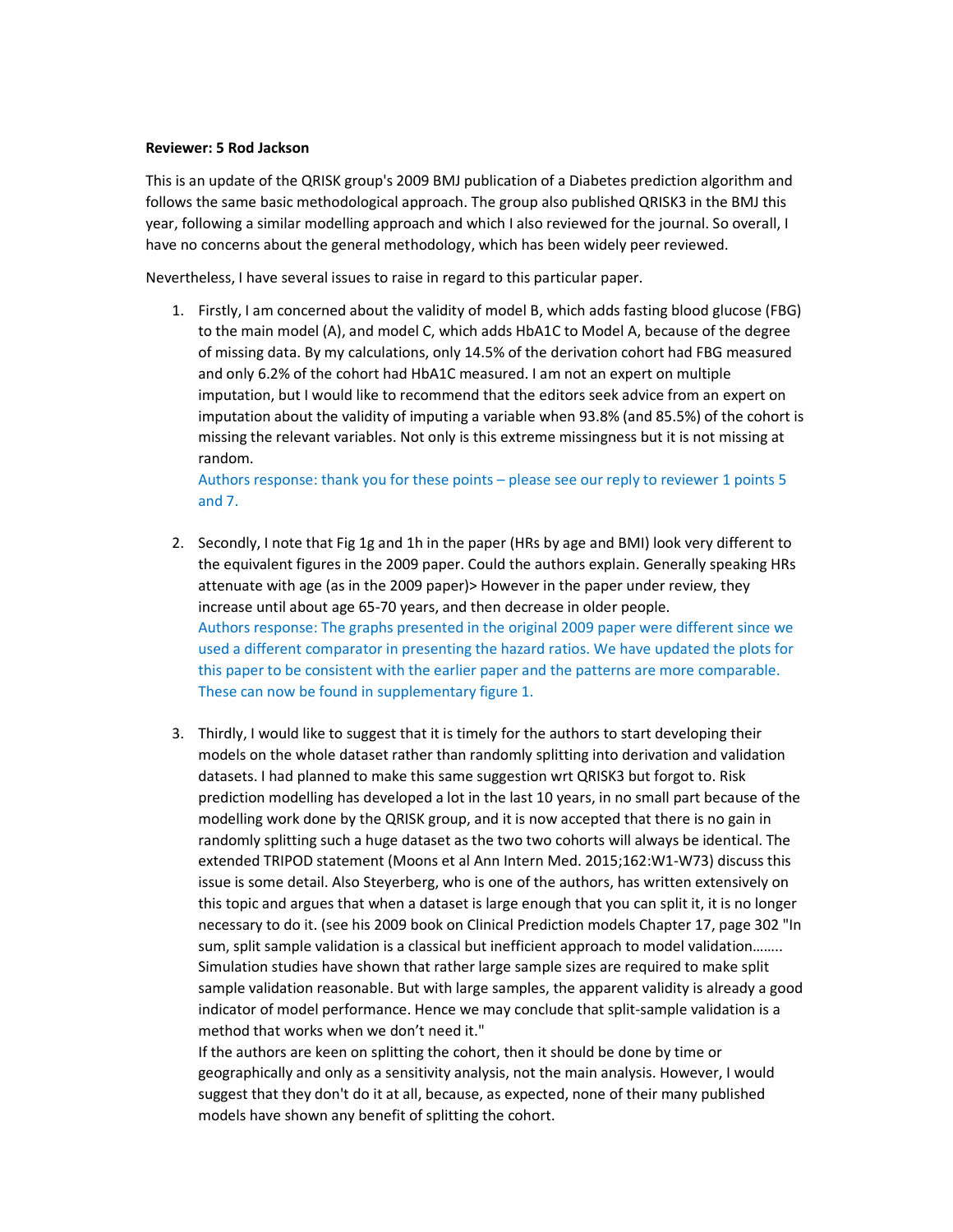**Reviewer: 5 Rod Jackson**

This is an update of the QRISK group's 2009 BMJ publication of a Diabetes prediction algorithm and follows the same basic methodological approach. The group also published QRISK3 in the BMJ this year, following a similar modelling approach and which I also reviewed for the journal. So overall, I have no concerns about the general methodology, which has been widely peer reviewed.

Nevertheless, I have several issues to raise in regard to this particular paper.

1. Firstly, I am concerned about the validity of model B, which adds fasting blood glucose (FBG) to the main model (A), and model C, which adds HbA1C to Model A, because of the degree of missing data. By my calculations, only 14.5% of the derivation cohort had FBG measured and only 6.2% of the cohort had HbA1C measured. I am not an expert on multiple imputation, but I would like to recommend that the editors seek advice from an expert on imputation about the validity of imputing a variable when 93.8% (and 85.5%) of the cohort is missing the relevant variables. Not only is this extreme missingness but it is not missing at random.
   Authors response: thank you for these points – please see our reply to reviewer 1 points 5 and 7.

2. Secondly, I note that Fig 1g and 1h in the paper (HRs by age and BMI) look very different to the equivalent figures in the 2009 paper. Could the authors explain. Generally speaking HRs attenuate with age (as in the 2009 paper)> However in the paper under review, they increase until about age 65-70 years, and then decrease in older people.
   Authors response: The graphs presented in the original 2009 paper were different since we used a different comparator in presenting the hazard ratios. We have updated the plots for this paper to be consistent with the earlier paper and the patterns are more comparable. These can now be found in supplementary figure 1.

3. Thirdly, I would like to suggest that it is timely for the authors to start developing their models on the whole dataset rather than randomly splitting into derivation and validation datasets. I had planned to make this same suggestion wrt QRISK3 but forgot to. Risk prediction modelling has developed a lot in the last 10 years, in no small part because of the modelling work done by the QRISK group, and it is now accepted that there is no gain in randomly splitting such a huge dataset as the two two cohorts will always be identical. The extended TRIPOD statement (Moons et al Ann Intern Med. 2015;162:W1-W73) discuss this issue is some detail. Also Steyerberg, who is one of the authors, has written extensively on this topic and argues that when a dataset is large enough that you can split it, it is no longer necessary to do it. (see his 2009 book on Clinical Prediction models Chapter 17, page 302 "In sum, split sample validation is a classical but inefficient approach to model validation…….. Simulation studies have shown that rather large sample sizes are required to make split sample validation reasonable. But with large samples, the apparent validity is already a good indicator of model performance. Hence we may conclude that split-sample validation is a method that works when we don't need it."
   If the authors are keen on splitting the cohort, then it should be done by time or geographically and only as a sensitivity analysis, not the main analysis. However, I would suggest that they don't do it at all, because, as expected, none of their many published models have shown any benefit of splitting the cohort.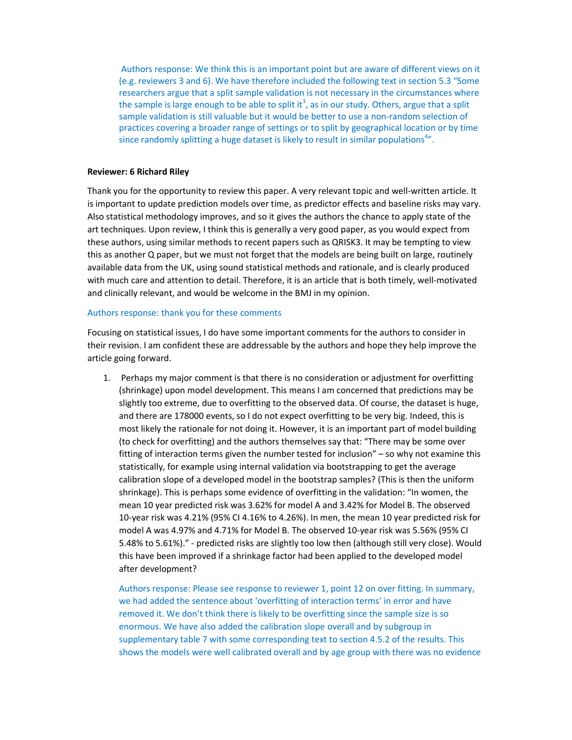Authors response: We think this is an important point but are aware of different views on it (e.g. reviewers 3 and 6). We have therefore included the following text in section 5.3 "Some researchers argue that a split sample validation is not necessary in the circumstances where the sample is large enough to be able to split it[3], as in our study. Others, argue that a split sample validation is still valuable but it would be better to use a non-random selection of practices covering a broader range of settings or to split by geographical location or by time since randomly splitting a huge dataset is likely to result in similar populations[4]".

**Reviewer: 6 Richard Riley**

Thank you for the opportunity to review this paper. A very relevant topic and well-written article. It is important to update prediction models over time, as predictor effects and baseline risks may vary. Also statistical methodology improves, and so it gives the authors the chance to apply state of the art techniques. Upon review, I think this is generally a very good paper, as you would expect from these authors, using similar methods to recent papers such as QRISK3. It may be tempting to view this as another Q paper, but we must not forget that the models are being built on large, routinely available data from the UK, using sound statistical methods and rationale, and is clearly produced with much care and attention to detail. Therefore, it is an article that is both timely, well-motivated and clinically relevant, and would be welcome in the BMJ in my opinion.

Authors response: thank you for these comments

Focusing on statistical issues, I do have some important comments for the authors to consider in their revision. I am confident these are addressable by the authors and hope they help improve the article going forward.

1. Perhaps my major comment is that there is no consideration or adjustment for overfitting (shrinkage) upon model development. This means I am concerned that predictions may be slightly too extreme, due to overfitting to the observed data. Of course, the dataset is huge, and there are 178000 events, so I do not expect overfitting to be very big. Indeed, this is most likely the rationale for not doing it. However, it is an important part of model building (to check for overfitting) and the authors themselves say that: "There may be some over fitting of interaction terms given the number tested for inclusion" – so why not examine this statistically, for example using internal validation via bootstrapping to get the average calibration slope of a developed model in the bootstrap samples? (This is then the uniform shrinkage). This is perhaps some evidence of overfitting in the validation: "In women, the mean 10 year predicted risk was 3.62% for model A and 3.42% for Model B. The observed 10-year risk was 4.21% (95% CI 4.16% to 4.26%). In men, the mean 10 year predicted risk for model A was 4.97% and 4.71% for Model B. The observed 10-year risk was 5.56% (95% CI 5.48% to 5.61%)." - predicted risks are slightly too low then (although still very close). Would this have been improved if a shrinkage factor had been applied to the developed model after development?

   Authors response: Please see response to reviewer 1, point 12 on over fitting. In summary, we had added the sentence about 'overfitting of interaction terms' in error and have removed it. We don't think there is likely to be overfitting since the sample size is so enormous. We have also added the calibration slope overall and by subgroup in supplementary table 7 with some corresponding text to section 4.5.2 of the results. This shows the models were well calibrated overall and by age group with there was no evidence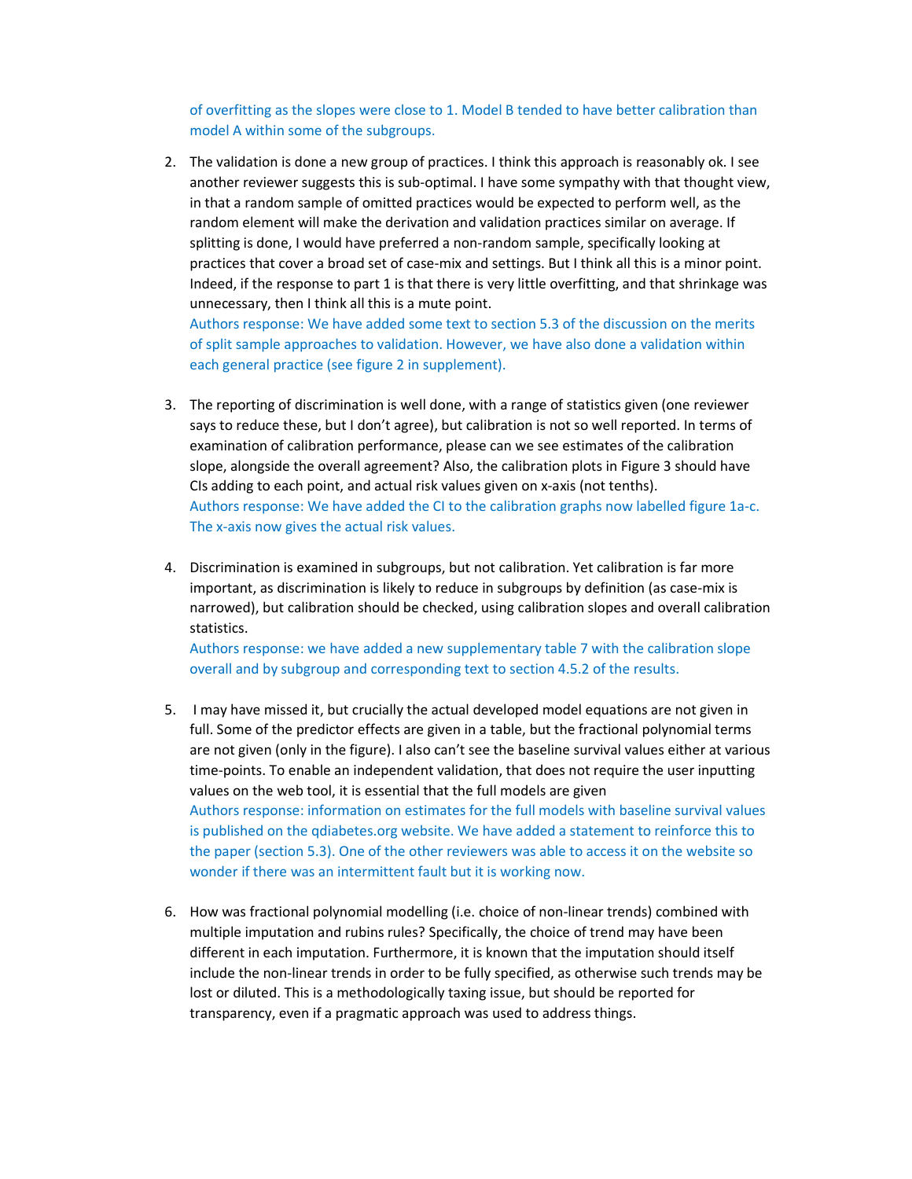of overfitting as the slopes were close to 1. Model B tended to have better calibration than model A within some of the subgroups.

2. The validation is done a new group of practices. I think this approach is reasonably ok. I see another reviewer suggests this is sub-optimal. I have some sympathy with that thought view, in that a random sample of omitted practices would be expected to perform well, as the random element will make the derivation and validation practices similar on average. If splitting is done, I would have preferred a non-random sample, specifically looking at practices that cover a broad set of case-mix and settings. But I think all this is a minor point. Indeed, if the response to part 1 is that there is very little overfitting, and that shrinkage was unnecessary, then I think all this is a mute point.
   Authors response: We have added some text to section 5.3 of the discussion on the merits of split sample approaches to validation. However, we have also done a validation within each general practice (see figure 2 in supplement).

3. The reporting of discrimination is well done, with a range of statistics given (one reviewer says to reduce these, but I don't agree), but calibration is not so well reported. In terms of examination of calibration performance, please can we see estimates of the calibration slope, alongside the overall agreement? Also, the calibration plots in Figure 3 should have CIs adding to each point, and actual risk values given on x-axis (not tenths).
   Authors response: We have added the CI to the calibration graphs now labelled figure 1a-c. The x-axis now gives the actual risk values.

4. Discrimination is examined in subgroups, but not calibration. Yet calibration is far more important, as discrimination is likely to reduce in subgroups by definition (as case-mix is narrowed), but calibration should be checked, using calibration slopes and overall calibration statistics.
   Authors response: we have added a new supplementary table 7 with the calibration slope overall and by subgroup and corresponding text to section 4.5.2 of the results.

5. I may have missed it, but crucially the actual developed model equations are not given in full. Some of the predictor effects are given in a table, but the fractional polynomial terms are not given (only in the figure). I also can't see the baseline survival values either at various time-points. To enable an independent validation, that does not require the user inputting values on the web tool, it is essential that the full models are given
   Authors response: information on estimates for the full models with baseline survival values is published on the qdiabetes.org website. We have added a statement to reinforce this to the paper (section 5.3). One of the other reviewers was able to access it on the website so wonder if there was an intermittent fault but it is working now.

6. How was fractional polynomial modelling (i.e. choice of non-linear trends) combined with multiple imputation and rubins rules? Specifically, the choice of trend may have been different in each imputation. Furthermore, it is known that the imputation should itself include the non-linear trends in order to be fully specified, as otherwise such trends may be lost or diluted. This is a methodologically taxing issue, but should be reported for transparency, even if a pragmatic approach was used to address things.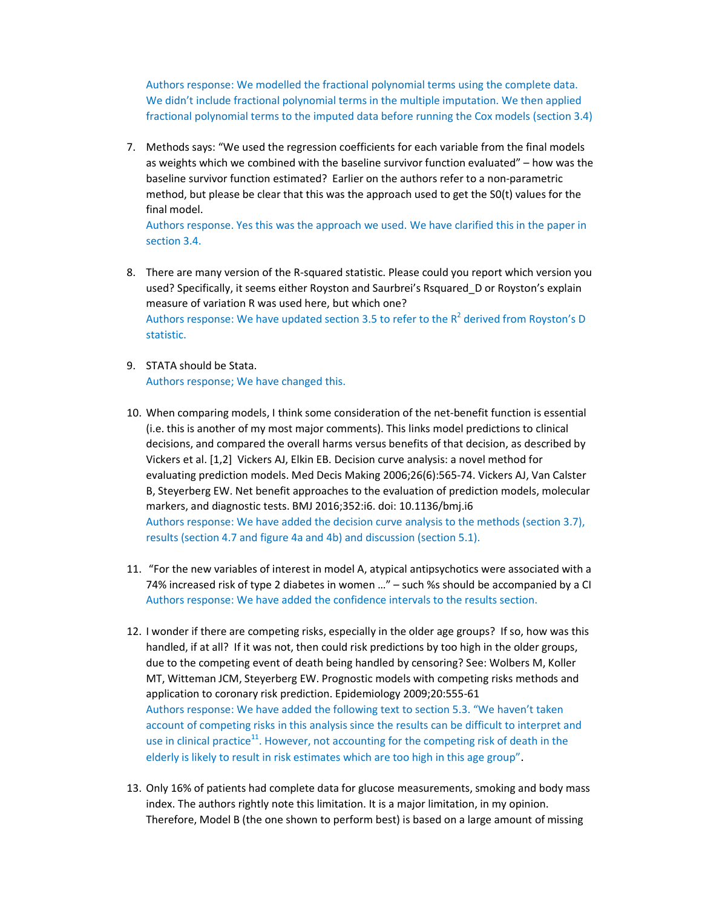Authors response: We modelled the fractional polynomial terms using the complete data. We didn't include fractional polynomial terms in the multiple imputation. We then applied fractional polynomial terms to the imputed data before running the Cox models (section 3.4)

7. Methods says: "We used the regression coefficients for each variable from the final models as weights which we combined with the baseline survivor function evaluated" – how was the baseline survivor function estimated? Earlier on the authors refer to a non-parametric method, but please be clear that this was the approach used to get the S0(t) values for the final model.
   Authors response. Yes this was the approach we used. We have clarified this in the paper in section 3.4.

8. There are many version of the R-squared statistic. Please could you report which version you used? Specifically, it seems either Royston and Saurbrei's Rsquared_D or Royston's explain measure of variation R was used here, but which one?
   Authors response: We have updated section 3.5 to refer to the $R^2$ derived from Royston's D statistic.

9. STATA should be Stata.
   Authors response; We have changed this.

10. When comparing models, I think some consideration of the net-benefit function is essential (i.e. this is another of my most major comments). This links model predictions to clinical decisions, and compared the overall harms versus benefits of that decision, as described by Vickers et al. [1,2] Vickers AJ, Elkin EB. Decision curve analysis: a novel method for evaluating prediction models. Med Decis Making 2006;26(6):565-74. Vickers AJ, Van Calster B, Steyerberg EW. Net benefit approaches to the evaluation of prediction models, molecular markers, and diagnostic tests. BMJ 2016;352:i6. doi: 10.1136/bmj.i6
    Authors response: We have added the decision curve analysis to the methods (section 3.7), results (section 4.7 and figure 4a and 4b) and discussion (section 5.1).

11. "For the new variables of interest in model A, atypical antipsychotics were associated with a 74% increased risk of type 2 diabetes in women …" – such %s should be accompanied by a CI
    Authors response: We have added the confidence intervals to the results section.

12. I wonder if there are competing risks, especially in the older age groups? If so, how was this handled, if at all? If it was not, then could risk predictions by too high in the older groups, due to the competing event of death being handled by censoring? See: Wolbers M, Koller MT, Witteman JCM, Steyerberg EW. Prognostic models with competing risks methods and application to coronary risk prediction. Epidemiology 2009;20:555-61
    Authors response: We have added the following text to section 5.3. "We haven't taken account of competing risks in this analysis since the results can be difficult to interpret and use in clinical practice[11]. However, not accounting for the competing risk of death in the elderly is likely to result in risk estimates which are too high in this age group".

13. Only 16% of patients had complete data for glucose measurements, smoking and body mass index. The authors rightly note this limitation. It is a major limitation, in my opinion. Therefore, Model B (the one shown to perform best) is based on a large amount of missing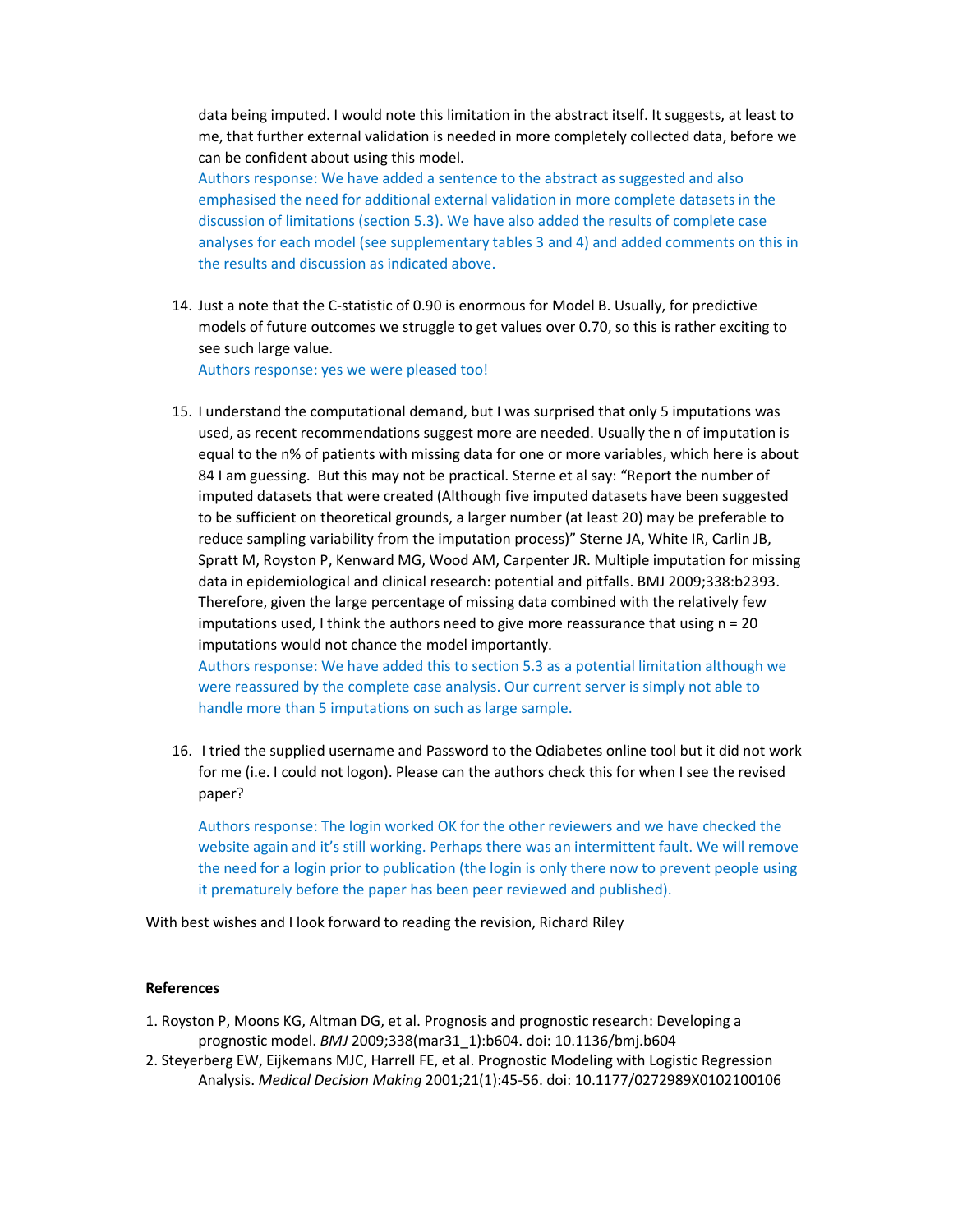data being imputed. I would note this limitation in the abstract itself. It suggests, at least to me, that further external validation is needed in more completely collected data, before we can be confident about using this model.

Authors response: We have added a sentence to the abstract as suggested and also emphasised the need for additional external validation in more complete datasets in the discussion of limitations (section 5.3). We have also added the results of complete case analyses for each model (see supplementary tables 3 and 4) and added comments on this in the results and discussion as indicated above.

14. Just a note that the C-statistic of 0.90 is enormous for Model B. Usually, for predictive models of future outcomes we struggle to get values over 0.70, so this is rather exciting to see such large value.

    Authors response: yes we were pleased too!

15. I understand the computational demand, but I was surprised that only 5 imputations was used, as recent recommendations suggest more are needed. Usually the n of imputation is equal to the n% of patients with missing data for one or more variables, which here is about 84 I am guessing. But this may not be practical. Sterne et al say: "Report the number of imputed datasets that were created (Although five imputed datasets have been suggested to be sufficient on theoretical grounds, a larger number (at least 20) may be preferable to reduce sampling variability from the imputation process)" Sterne JA, White IR, Carlin JB, Spratt M, Royston P, Kenward MG, Wood AM, Carpenter JR. Multiple imputation for missing data in epidemiological and clinical research: potential and pitfalls. BMJ 2009;338:b2393. Therefore, given the large percentage of missing data combined with the relatively few imputations used, I think the authors need to give more reassurance that using n = 20 imputations would not chance the model importantly.

    Authors response: We have added this to section 5.3 as a potential limitation although we were reassured by the complete case analysis. Our current server is simply not able to handle more than 5 imputations on such as large sample.

16. I tried the supplied username and Password to the Qdiabetes online tool but it did not work for me (i.e. I could not logon). Please can the authors check this for when I see the revised paper?

    Authors response: The login worked OK for the other reviewers and we have checked the website again and it's still working. Perhaps there was an intermittent fault. We will remove the need for a login prior to publication (the login is only there now to prevent people using it prematurely before the paper has been peer reviewed and published).

With best wishes and I look forward to reading the revision, Richard Riley

**References**

1. Royston P, Moons KG, Altman DG, et al. Prognosis and prognostic research: Developing a prognostic model. *BMJ* 2009;338(mar31_1):b604. doi: 10.1136/bmj.b604
2. Steyerberg EW, Eijkemans MJC, Harrell FE, et al. Prognostic Modeling with Logistic Regression Analysis. *Medical Decision Making* 2001;21(1):45-56. doi: 10.1177/0272989X0102100106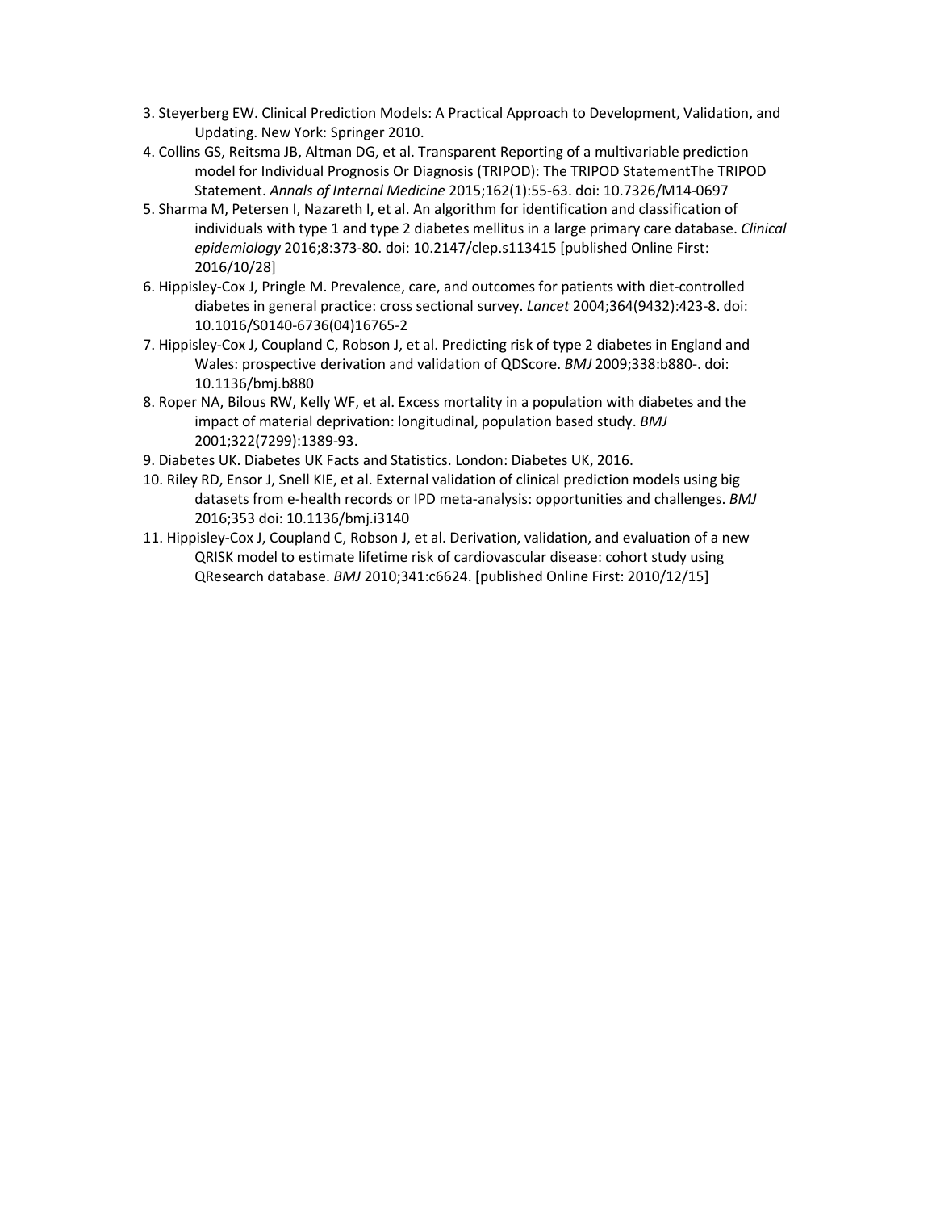3. Steyerberg EW. Clinical Prediction Models: A Practical Approach to Development, Validation, and Updating. New York: Springer 2010.
4. Collins GS, Reitsma JB, Altman DG, et al. Transparent Reporting of a multivariable prediction model for Individual Prognosis Or Diagnosis (TRIPOD): The TRIPOD StatementThe TRIPOD Statement. *Annals of Internal Medicine* 2015;162(1):55-63. doi: 10.7326/M14-0697
5. Sharma M, Petersen I, Nazareth I, et al. An algorithm for identification and classification of individuals with type 1 and type 2 diabetes mellitus in a large primary care database. *Clinical epidemiology* 2016;8:373-80. doi: 10.2147/clep.s113415 [published Online First: 2016/10/28]
6. Hippisley-Cox J, Pringle M. Prevalence, care, and outcomes for patients with diet-controlled diabetes in general practice: cross sectional survey. *Lancet* 2004;364(9432):423-8. doi: 10.1016/S0140-6736(04)16765-2
7. Hippisley-Cox J, Coupland C, Robson J, et al. Predicting risk of type 2 diabetes in England and Wales: prospective derivation and validation of QDScore. *BMJ* 2009;338:b880-. doi: 10.1136/bmj.b880
8. Roper NA, Bilous RW, Kelly WF, et al. Excess mortality in a population with diabetes and the impact of material deprivation: longitudinal, population based study. *BMJ* 2001;322(7299):1389-93.
9. Diabetes UK. Diabetes UK Facts and Statistics. London: Diabetes UK, 2016.
10. Riley RD, Ensor J, Snell KIE, et al. External validation of clinical prediction models using big datasets from e-health records or IPD meta-analysis: opportunities and challenges. *BMJ* 2016;353 doi: 10.1136/bmj.i3140
11. Hippisley-Cox J, Coupland C, Robson J, et al. Derivation, validation, and evaluation of a new QRISK model to estimate lifetime risk of cardiovascular disease: cohort study using QResearch database. *BMJ* 2010;341:c6624. [published Online First: 2010/12/15]